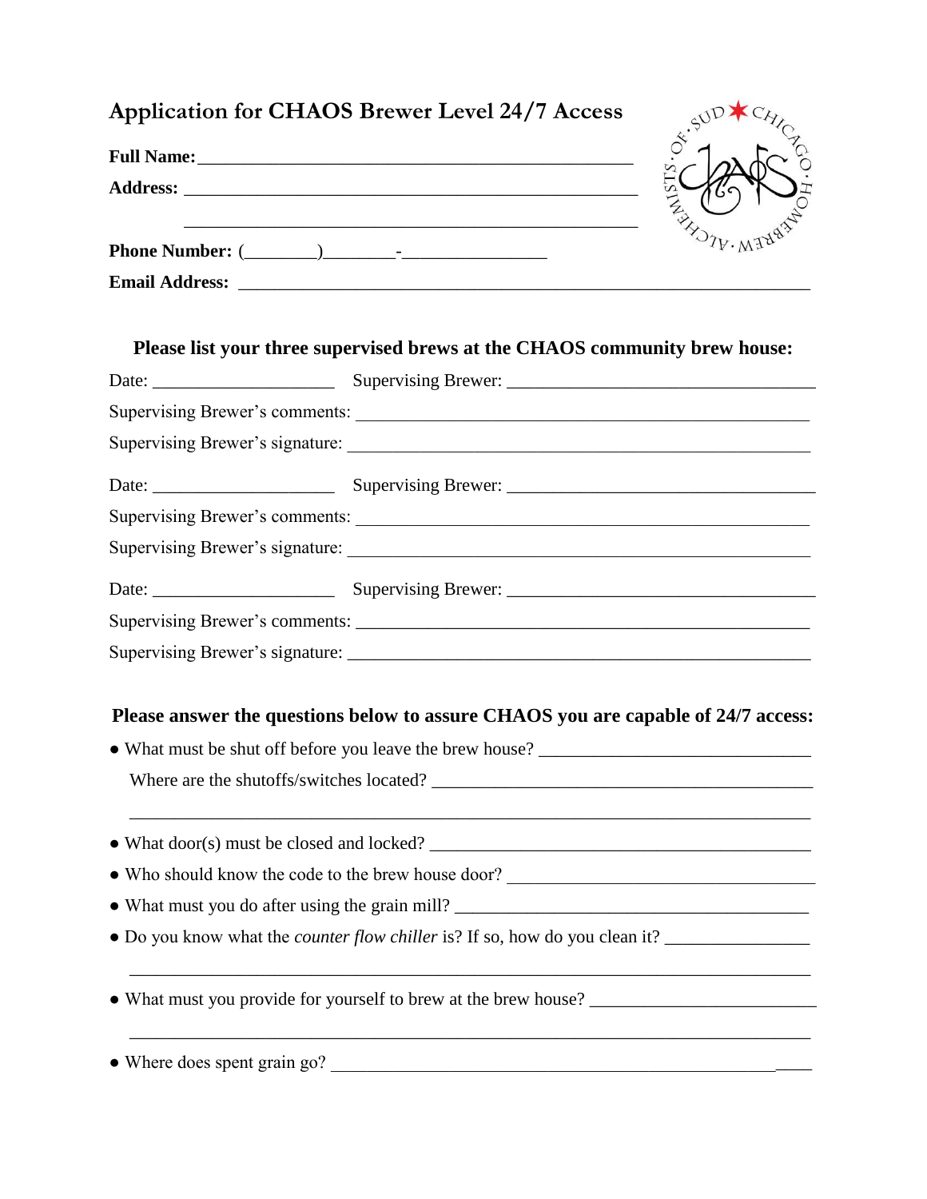# Application for CHAOS Brewer Level 24/7 Access

**Full Name:** ____________________________________________

**Address:** ______________________________________________

______________________________________________

**Phone Number:** (________)________-________________

**Email Address:** ____________________________________________________________

### Please list your three supervised brews at the CHAOS community brew house:

Date: ____________________ Supervising Brewer: __________________________________

Supervising Brewer's comments: __________________________________________________

Supervising Brewer's signature: __________________________________________________

Date: ____________________ Supervising Brewer: __________________________________

Supervising Brewer's comments: __________________________________________________

Supervising Brewer's signature: __________________________________________________

Date: ____________________ Supervising Brewer: __________________________________

Supervising Brewer's comments: __________________________________________________

Supervising Brewer's signature: __________________________________________________

### Please answer the questions below to assure CHAOS you are capable of 24/7 access:

- What must be shut off before you leave the brew house? ______________________________

  Where are the shutoffs/switches located? __________________________________________

  ________________________________________________________________________

- What door(s) must be closed and locked? __________________________________________
- Who should know the code to the brew house door? ________________________________
- What must you do after using the grain mill? ______________________________________
- Do you know what the *counter flow chiller* is? If so, how do you clean it? ________________

  ________________________________________________________________________

- What must you provide for yourself to brew at the brew house? ________________________

  ________________________________________________________________________

- Where does spent grain go? ______________________________________________________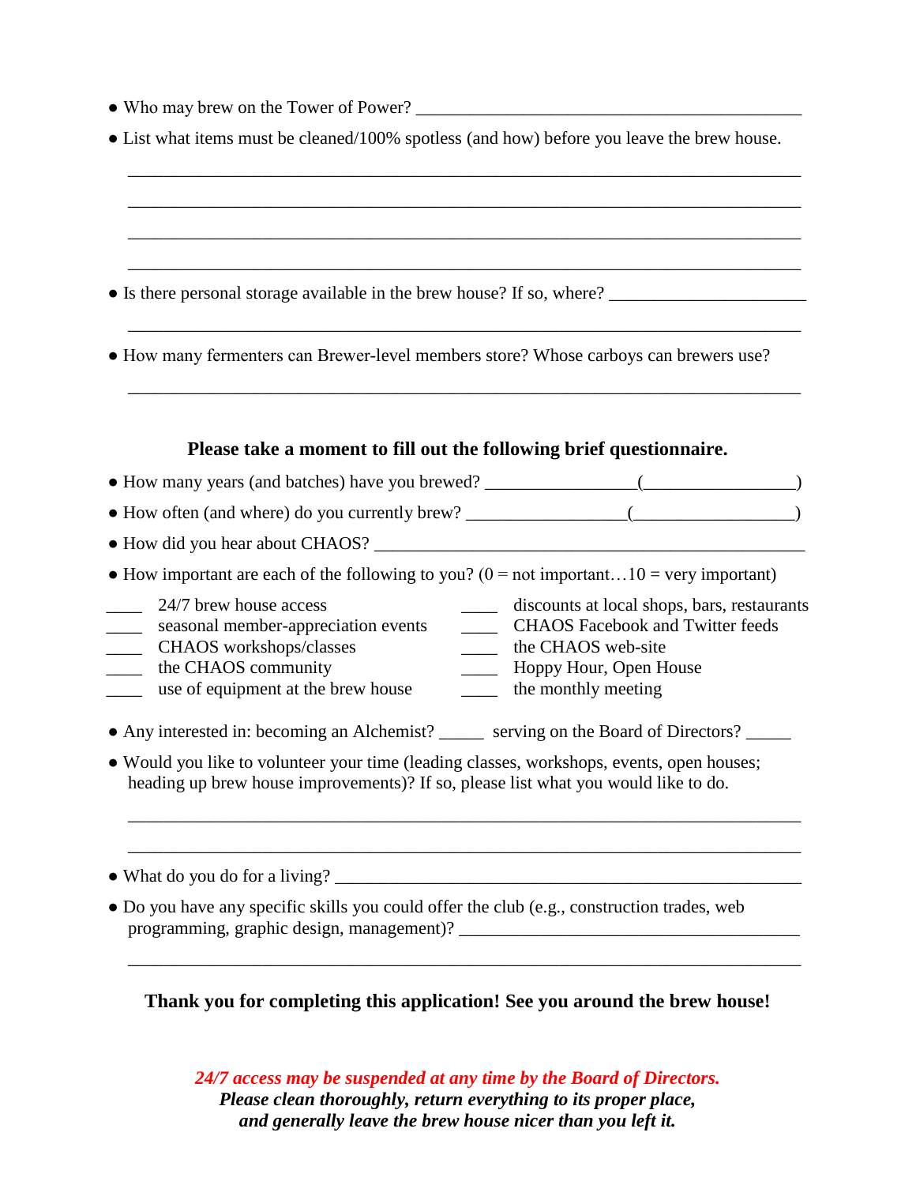- Who may brew on the Tower of Power? ____________________________________________
- List what items must be cleaned/100% spotless (and how) before you leave the brew house.

  ______________________________________________________________________________

  ______________________________________________________________________________

  ______________________________________________________________________________

  ______________________________________________________________________________

- Is there personal storage available in the brew house? If so, where? ______________________

  ______________________________________________________________________________

- How many fermenters can Brewer-level members store? Whose carboys can brewers use?

  ______________________________________________________________________________

**Please take a moment to fill out the following brief questionnaire.**

- How many years (and batches) have you brewed? ________________(________________)
- How often (and where) do you currently brew? _________________(_________________)
- How did you hear about CHAOS? ________________________________________________
- How important are each of the following to you? (0 = not important…10 = very important)

| | | | |
|---|---|---|---|
| ____ | 24/7 brew house access | ____ | discounts at local shops, bars, restaurants |
| ____ | seasonal member-appreciation events | ____ | CHAOS Facebook and Twitter feeds |
| ____ | CHAOS workshops/classes | ____ | the CHAOS web-site |
| ____ | the CHAOS community | ____ | Hoppy Hour, Open House |
| ____ | use of equipment at the brew house | ____ | the monthly meeting |

- Any interested in: becoming an Alchemist? _____ serving on the Board of Directors? _____
- Would you like to volunteer your time (leading classes, workshops, events, open houses; heading up brew house improvements)? If so, please list what you would like to do.

  ______________________________________________________________________________

  ______________________________________________________________________________

- What do you do for a living? ____________________________________________________
- Do you have any specific skills you could offer the club (e.g., construction trades, web programming, graphic design, management)? ______________________________________

  ______________________________________________________________________________

**Thank you for completing this application! See you around the brew house!**

***24/7 access may be suspended at any time by the Board of Directors.***
***Please clean thoroughly, return everything to its proper place,***
***and generally leave the brew house nicer than you left it.***